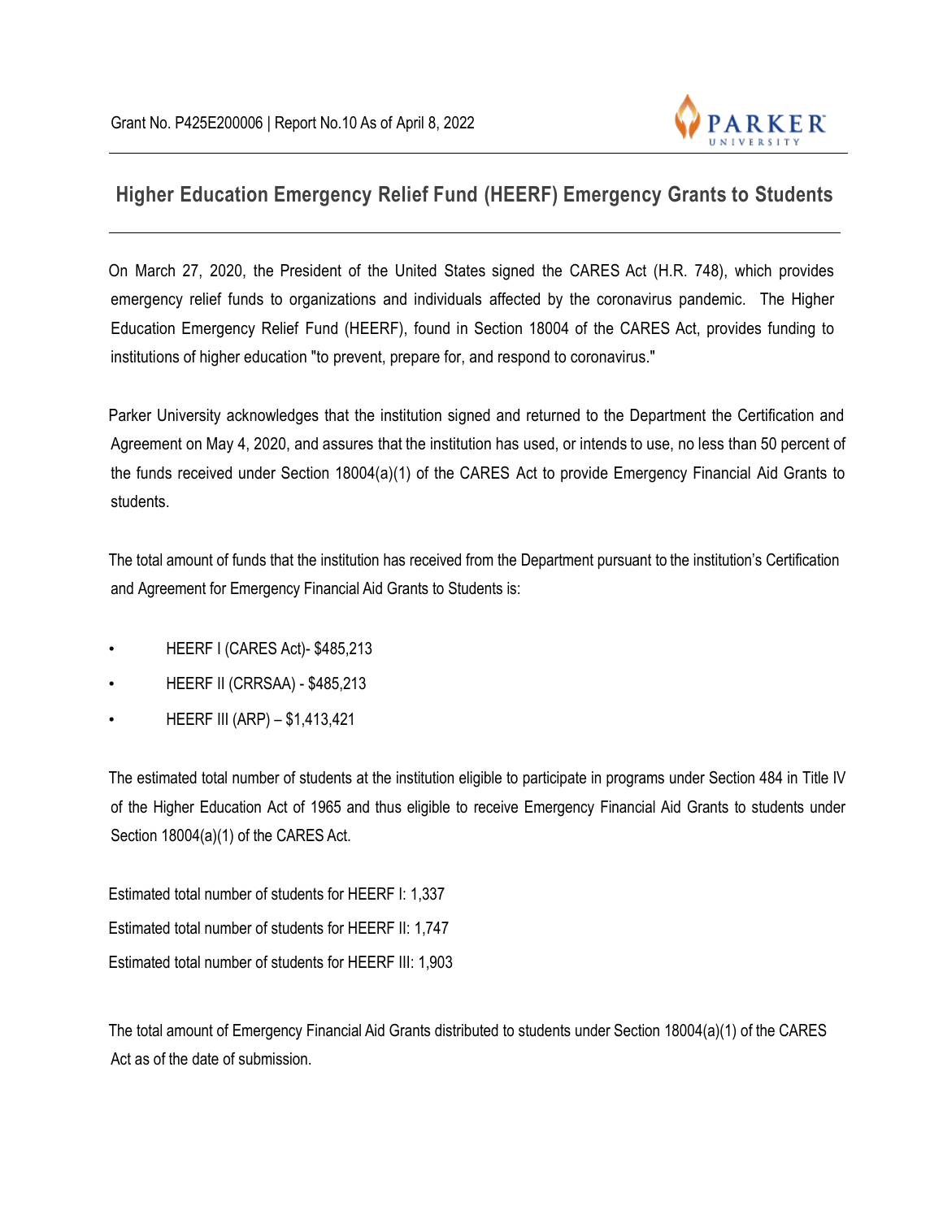Grant No. P425E200006 | Report No.10 As of April 8, 2022

## Higher Education Emergency Relief Fund (HEERF) Emergency Grants to Students

On March 27, 2020, the President of the United States signed the CARES Act (H.R. 748), which provides emergency relief funds to organizations and individuals affected by the coronavirus pandemic. The Higher Education Emergency Relief Fund (HEERF), found in Section 18004 of the CARES Act, provides funding to institutions of higher education "to prevent, prepare for, and respond to coronavirus."

Parker University acknowledges that the institution signed and returned to the Department the Certification and Agreement on May 4, 2020, and assures that the institution has used, or intends to use, no less than 50 percent of the funds received under Section 18004(a)(1) of the CARES Act to provide Emergency Financial Aid Grants to students.

The total amount of funds that the institution has received from the Department pursuant to the institution's Certification and Agreement for Emergency Financial Aid Grants to Students is:

- HEERF I (CARES Act)- $485,213
- HEERF II (CRRSAA) - $485,213
- HEERF III (ARP) – $1,413,421

The estimated total number of students at the institution eligible to participate in programs under Section 484 in Title IV of the Higher Education Act of 1965 and thus eligible to receive Emergency Financial Aid Grants to students under Section 18004(a)(1) of the CARES Act.

Estimated total number of students for HEERF I: 1,337

Estimated total number of students for HEERF II: 1,747

Estimated total number of students for HEERF III: 1,903

The total amount of Emergency Financial Aid Grants distributed to students under Section 18004(a)(1) of the CARES Act as of the date of submission.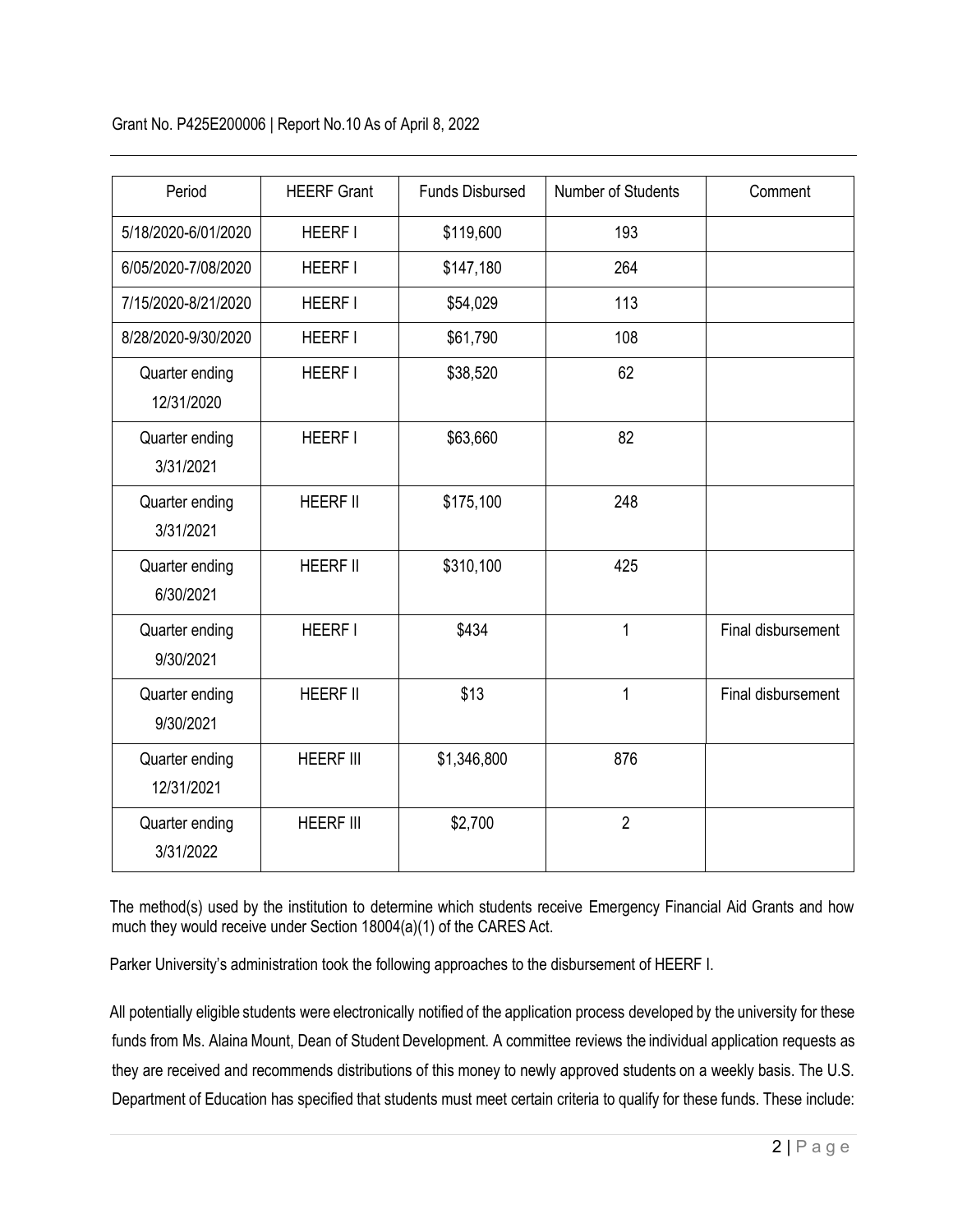Grant No. P425E200006 | Report No.10 As of April 8, 2022

| Period | HEERF Grant | Funds Disbursed | Number of Students | Comment |
|---|---|---|---|---|
| 5/18/2020-6/01/2020 | HEERF I | $119,600 | 193 | |
| 6/05/2020-7/08/2020 | HEERF I | $147,180 | 264 | |
| 7/15/2020-8/21/2020 | HEERF I | $54,029 | 113 | |
| 8/28/2020-9/30/2020 | HEERF I | $61,790 | 108 | |
| Quarter ending 12/31/2020 | HEERF I | $38,520 | 62 | |
| Quarter ending 3/31/2021 | HEERF I | $63,660 | 82 | |
| Quarter ending 3/31/2021 | HEERF II | $175,100 | 248 | |
| Quarter ending 6/30/2021 | HEERF II | $310,100 | 425 | |
| Quarter ending 9/30/2021 | HEERF I | $434 | 1 | Final disbursement |
| Quarter ending 9/30/2021 | HEERF II | $13 | 1 | Final disbursement |
| Quarter ending 12/31/2021 | HEERF III | $1,346,800 | 876 | |
| Quarter ending 3/31/2022 | HEERF III | $2,700 | 2 | |

The method(s) used by the institution to determine which students receive Emergency Financial Aid Grants and how much they would receive under Section 18004(a)(1) of the CARES Act.

Parker University's administration took the following approaches to the disbursement of HEERF I.

All potentially eligible students were electronically notified of the application process developed by the university for these funds from Ms. Alaina Mount, Dean of Student Development. A committee reviews the individual application requests as they are received and recommends distributions of this money to newly approved students on a weekly basis. The U.S. Department of Education has specified that students must meet certain criteria to qualify for these funds. These include: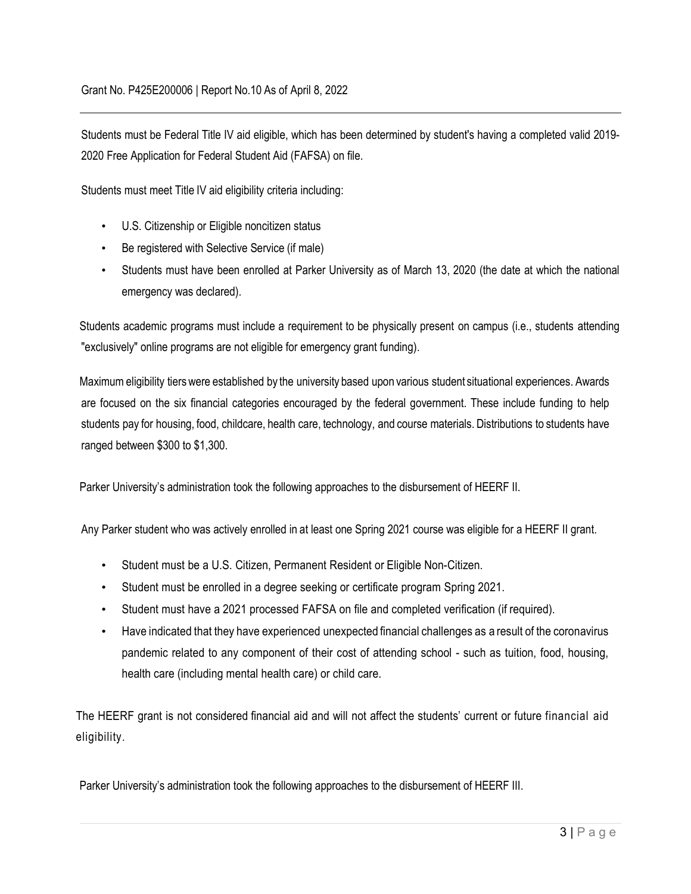Students must be Federal Title IV aid eligible, which has been determined by student's having a completed valid 2019-2020 Free Application for Federal Student Aid (FAFSA) on file.

Students must meet Title IV aid eligibility criteria including:

- U.S. Citizenship or Eligible noncitizen status
- Be registered with Selective Service (if male)
- Students must have been enrolled at Parker University as of March 13, 2020 (the date at which the national emergency was declared).

Students academic programs must include a requirement to be physically present on campus (i.e., students attending "exclusively" online programs are not eligible for emergency grant funding).

Maximum eligibility tiers were established by the university based upon various student situational experiences. Awards are focused on the six financial categories encouraged by the federal government. These include funding to help students pay for housing, food, childcare, health care, technology, and course materials. Distributions to students have ranged between $300 to $1,300.

Parker University's administration took the following approaches to the disbursement of HEERF II.

Any Parker student who was actively enrolled in at least one Spring 2021 course was eligible for a HEERF II grant.

- Student must be a U.S. Citizen, Permanent Resident or Eligible Non-Citizen.
- Student must be enrolled in a degree seeking or certificate program Spring 2021.
- Student must have a 2021 processed FAFSA on file and completed verification (if required).
- Have indicated that they have experienced unexpected financial challenges as a result of the coronavirus pandemic related to any component of their cost of attending school - such as tuition, food, housing, health care (including mental health care) or child care.

The HEERF grant is not considered financial aid and will not affect the students' current or future financial aid eligibility.

Parker University's administration took the following approaches to the disbursement of HEERF III.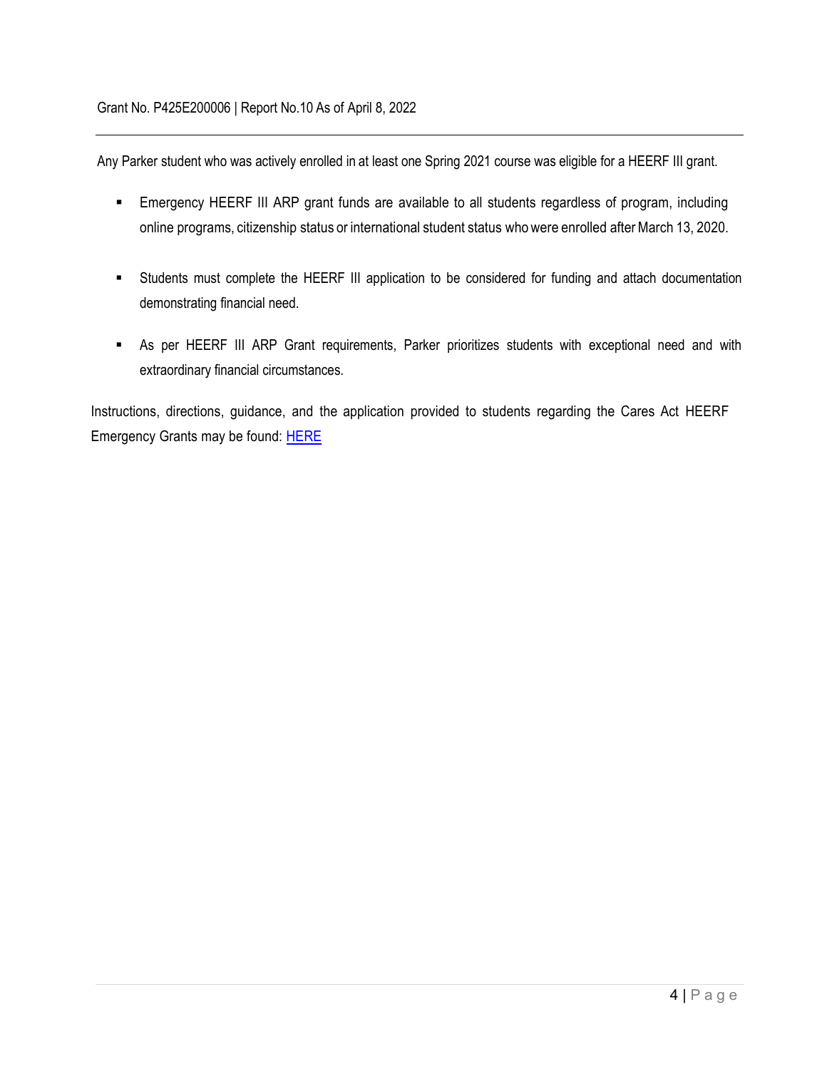Any Parker student who was actively enrolled in at least one Spring 2021 course was eligible for a HEERF III grant.

- Emergency HEERF III ARP grant funds are available to all students regardless of program, including online programs, citizenship status or international student status who were enrolled after March 13, 2020.
- Students must complete the HEERF III application to be considered for funding and attach documentation demonstrating financial need.
- As per HEERF III ARP Grant requirements, Parker prioritizes students with exceptional need and with extraordinary financial circumstances.

Instructions, directions, guidance, and the application provided to students regarding the Cares Act HEERF Emergency Grants may be found: HERE